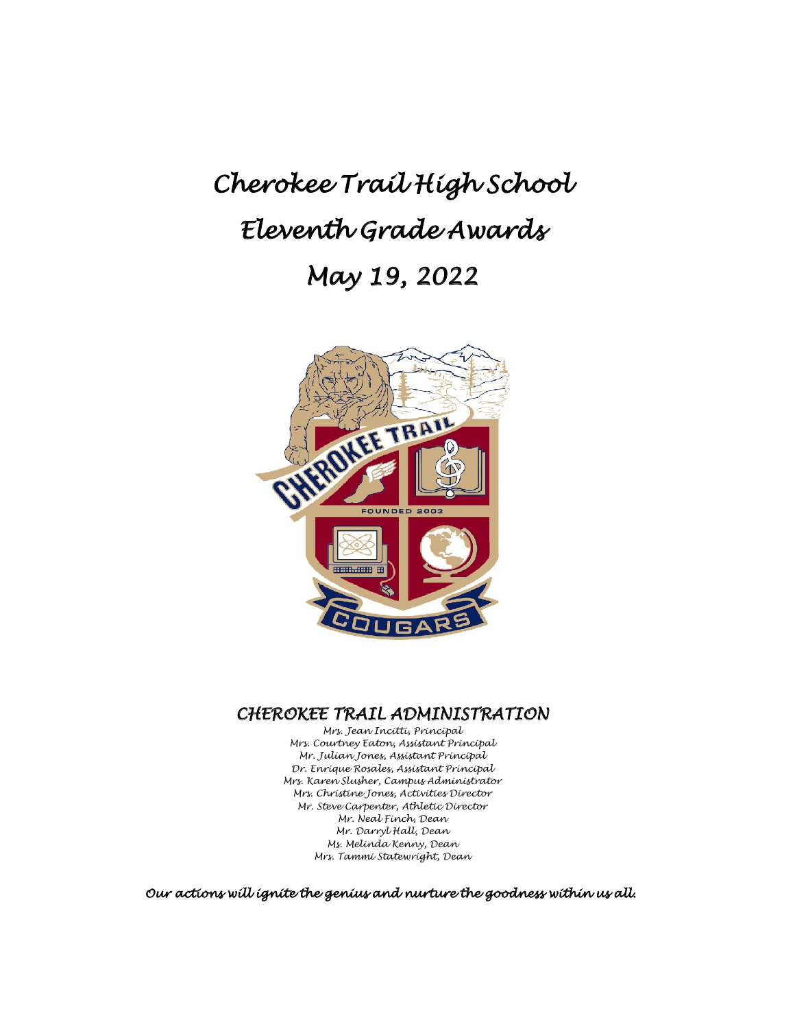# Cherokee Trail High School

# Eleventh Grade Awards

# May 19, 2022

## CHEROKEE TRAIL ADMINISTRATION

Mrs. Jean Incitti, Principal
Mrs. Courtney Eaton, Assistant Principal
Mr. Julian Jones, Assistant Principal
Dr. Enrique Rosales, Assistant Principal
Mrs. Karen Slusher, Campus Administrator
Mrs. Christine Jones, Activities Director
Mr. Steve Carpenter, Athletic Director
Mr. Neal Finch, Dean
Mr. Darryl Hall, Dean
Ms. Melinda Kenny, Dean
Mrs. Tammi Statewright, Dean

*Our actions will ignite the genius and nurture the goodness within us all.*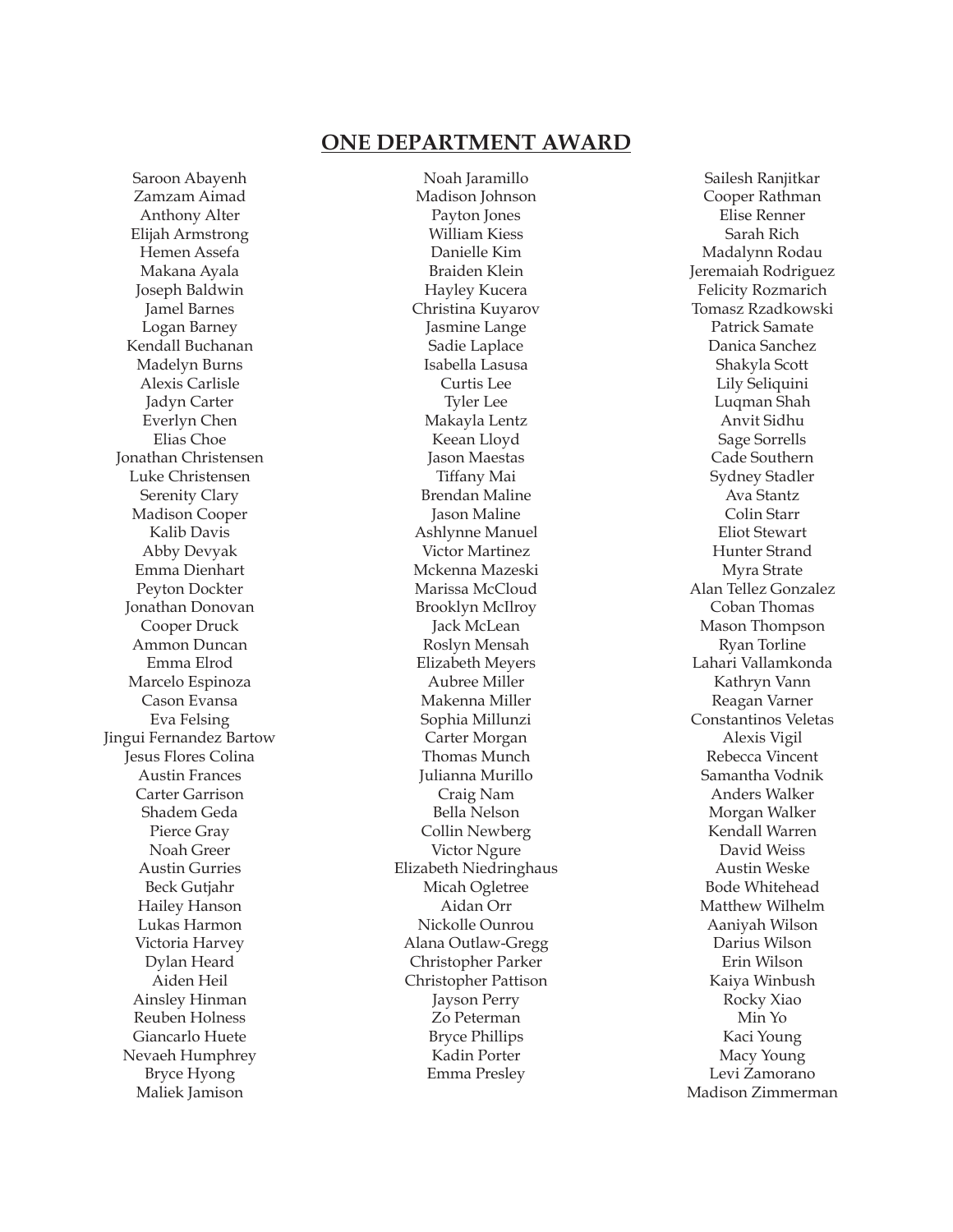## ONE DEPARTMENT AWARD

Saroon Abayenh
Zamzam Aimad
Anthony Alter
Elijah Armstrong
Hemen Assefa
Makana Ayala
Joseph Baldwin
Jamel Barnes
Logan Barney
Kendall Buchanan
Madelyn Burns
Alexis Carlisle
Jadyn Carter
Everlyn Chen
Elias Choe
Jonathan Christensen
Luke Christensen
Serenity Clary
Madison Cooper
Kalib Davis
Abby Devyak
Emma Dienhart
Peyton Dockter
Jonathan Donovan
Cooper Druck
Ammon Duncan
Emma Elrod
Marcelo Espinoza
Cason Evansa
Eva Felsing
Jingui Fernandez Bartow
Jesus Flores Colina
Austin Frances
Carter Garrison
Shadem Geda
Pierce Gray
Noah Greer
Austin Gurries
Beck Gutjahr
Hailey Hanson
Lukas Harmon
Victoria Harvey
Dylan Heard
Aiden Heil
Ainsley Hinman
Reuben Holness
Giancarlo Huete
Nevaeh Humphrey
Bryce Hyong
Maliek Jamison
Noah Jaramillo
Madison Johnson
Payton Jones
William Kiess
Danielle Kim
Braiden Klein
Hayley Kucera
Christina Kuyarov
Jasmine Lange
Sadie Laplace
Isabella Lasusa
Curtis Lee
Tyler Lee
Makayla Lentz
Keean Lloyd
Jason Maestas
Tiffany Mai
Brendan Maline
Jason Maline
Ashlynne Manuel
Victor Martinez
Mckenna Mazeski
Marissa McCloud
Brooklyn McIlroy
Jack McLean
Roslyn Mensah
Elizabeth Meyers
Aubree Miller
Makenna Miller
Sophia Millunzi
Carter Morgan
Thomas Munch
Julianna Murillo
Craig Nam
Bella Nelson
Collin Newberg
Victor Ngure
Elizabeth Niedringhaus
Micah Ogletree
Aidan Orr
Nickolle Ounrou
Alana Outlaw-Gregg
Christopher Parker
Christopher Pattison
Jayson Perry
Zo Peterman
Bryce Phillips
Kadin Porter
Emma Presley
Sailesh Ranjitkar
Cooper Rathman
Elise Renner
Sarah Rich
Madalynn Rodau
Jeremaiah Rodriguez
Felicity Rozmarich
Tomasz Rzadkowski
Patrick Samate
Danica Sanchez
Shakyla Scott
Lily Seliquini
Luqman Shah
Anvit Sidhu
Sage Sorrells
Cade Southern
Sydney Stadler
Ava Stantz
Colin Starr
Eliot Stewart
Hunter Strand
Myra Strate
Alan Tellez Gonzalez
Coban Thomas
Mason Thompson
Ryan Torline
Lahari Vallamkonda
Kathryn Vann
Reagan Varner
Constantinos Veletas
Alexis Vigil
Rebecca Vincent
Samantha Vodnik
Anders Walker
Morgan Walker
Kendall Warren
David Weiss
Austin Weske
Bode Whitehead
Matthew Wilhelm
Aaniyah Wilson
Darius Wilson
Erin Wilson
Kaiya Winbush
Rocky Xiao
Min Yo
Kaci Young
Macy Young
Levi Zamorano
Madison Zimmerman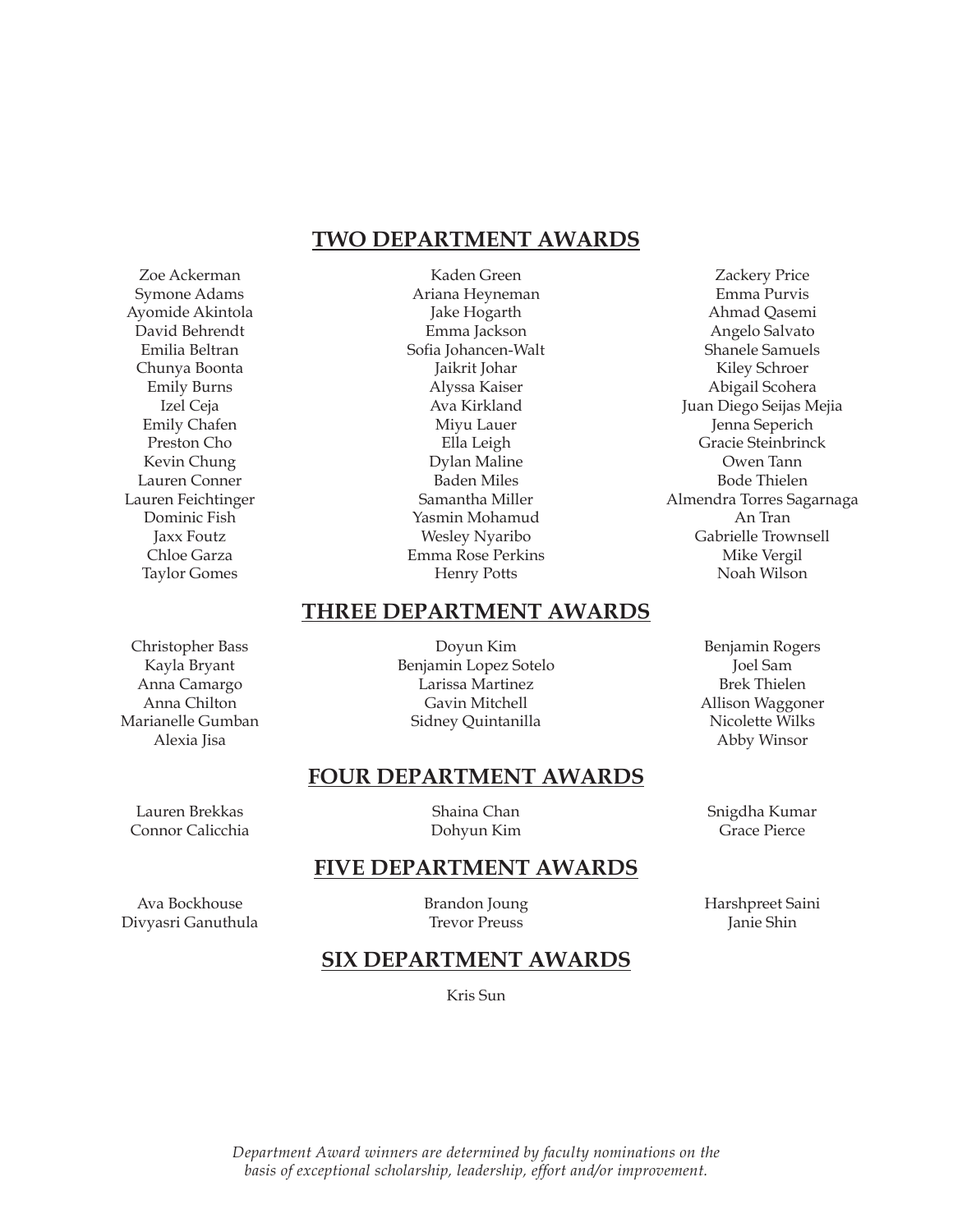## TWO DEPARTMENT AWARDS

Zoe Ackerman
Symone Adams
Ayomide Akintola
David Behrendt
Emilia Beltran
Chunya Boonta
Emily Burns
Izel Ceja
Emily Chafen
Preston Cho
Kevin Chung
Lauren Conner
Lauren Feichtinger
Dominic Fish
Jaxx Foutz
Chloe Garza
Taylor Gomes
Kaden Green
Ariana Heyneman
Jake Hogarth
Emma Jackson
Sofia Johancen-Walt
Jaikrit Johar
Alyssa Kaiser
Ava Kirkland
Miyu Lauer
Ella Leigh
Dylan Maline
Baden Miles
Samantha Miller
Yasmin Mohamud
Wesley Nyaribo
Emma Rose Perkins
Henry Potts
Zackery Price
Emma Purvis
Ahmad Qasemi
Angelo Salvato
Shanele Samuels
Kiley Schroer
Abigail Scohera
Juan Diego Seijas Mejia
Jenna Seperich
Gracie Steinbrinck
Owen Tann
Bode Thielen
Almendra Torres Sagarnaga
An Tran
Gabrielle Trownsell
Mike Vergil
Noah Wilson

## THREE DEPARTMENT AWARDS

Christopher Bass
Kayla Bryant
Anna Camargo
Anna Chilton
Marianelle Gumban
Alexia Jisa
Doyun Kim
Benjamin Lopez Sotelo
Larissa Martinez
Gavin Mitchell
Sidney Quintanilla
Benjamin Rogers
Joel Sam
Brek Thielen
Allison Waggoner
Nicolette Wilks
Abby Winsor

## FOUR DEPARTMENT AWARDS

Lauren Brekkas
Connor Calicchia
Shaina Chan
Dohyun Kim
Snigdha Kumar
Grace Pierce

## FIVE DEPARTMENT AWARDS

Ava Bockhouse
Divyasri Ganuthula
Brandon Joung
Trevor Preuss
Harshpreet Saini
Janie Shin

## SIX DEPARTMENT AWARDS

Kris Sun

*Department Award winners are determined by faculty nominations on the basis of exceptional scholarship, leadership, effort and/or improvement.*